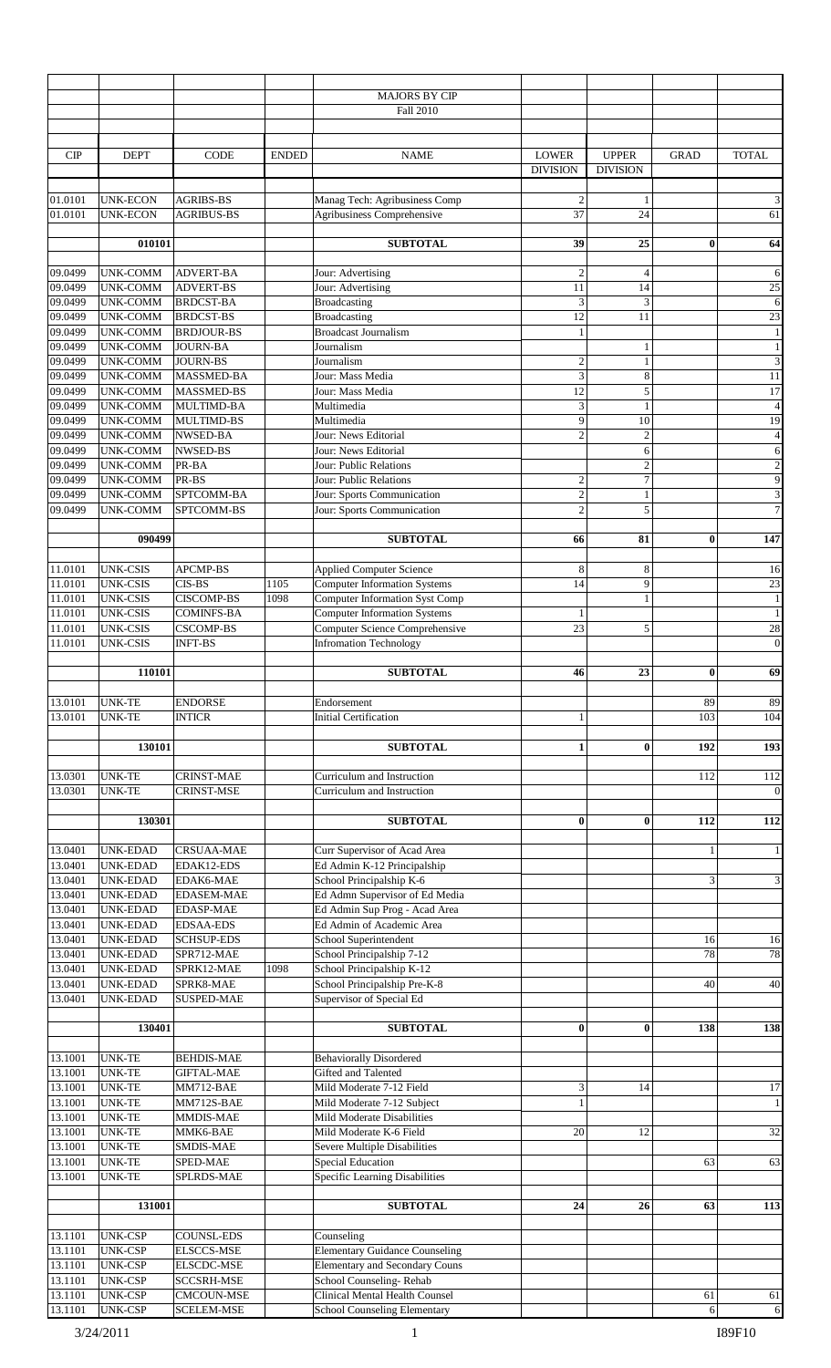# MAJORS BY CIP

## Fall 2010

| CIP | DEPT | CODE | ENDED | NAME | LOWER DIVISION | UPPER DIVISION | GRAD | TOTAL |
|---|---|---|---|---|---|---|---|---|
| 01.0101 | UNK-ECON | AGRIBS-BS | | Manag Tech: Agribusiness Comp | 2 | 1 | | 3 |
| 01.0101 | UNK-ECON | AGRIBUS-BS | | Agribusiness Comprehensive | 37 | 24 | | 61 |
| | **010101** | | | **SUBTOTAL** | **39** | **25** | **0** | **64** |
| 09.0499 | UNK-COMM | ADVERT-BA | | Jour: Advertising | 2 | 4 | | 6 |
| 09.0499 | UNK-COMM | ADVERT-BS | | Jour: Advertising | 11 | 14 | | 25 |
| 09.0499 | UNK-COMM | BRDCST-BA | | Broadcasting | 3 | 3 | | 6 |
| 09.0499 | UNK-COMM | BRDCST-BS | | Broadcasting | 12 | 11 | | 23 |
| 09.0499 | UNK-COMM | BRDJOUR-BS | | Broadcast Journalism | 1 | | | 1 |
| 09.0499 | UNK-COMM | JOURN-BA | | Journalism | | 1 | | 1 |
| 09.0499 | UNK-COMM | JOURN-BS | | Journalism | 2 | 1 | | 3 |
| 09.0499 | UNK-COMM | MASSMED-BA | | Jour: Mass Media | 3 | 8 | | 11 |
| 09.0499 | UNK-COMM | MASSMED-BS | | Jour: Mass Media | 12 | 5 | | 17 |
| 09.0499 | UNK-COMM | MULTIMD-BA | | Multimedia | 3 | 1 | | 4 |
| 09.0499 | UNK-COMM | MULTIMD-BS | | Multimedia | 9 | 10 | | 19 |
| 09.0499 | UNK-COMM | NWSED-BA | | Jour: News Editorial | 2 | 2 | | 4 |
| 09.0499 | UNK-COMM | NWSED-BS | | Jour: News Editorial | | 6 | | 6 |
| 09.0499 | UNK-COMM | PR-BA | | Jour: Public Relations | | 2 | | 2 |
| 09.0499 | UNK-COMM | PR-BS | | Jour: Public Relations | 2 | 7 | | 9 |
| 09.0499 | UNK-COMM | SPTCOMM-BA | | Jour: Sports Communication | 2 | 1 | | 3 |
| 09.0499 | UNK-COMM | SPTCOMM-BS | | Jour: Sports Communication | 2 | 5 | | 7 |
| | **090499** | | | **SUBTOTAL** | **66** | **81** | **0** | **147** |
| 11.0101 | UNK-CSIS | APCMP-BS | | Applied Computer Science | 8 | 8 | | 16 |
| 11.0101 | UNK-CSIS | CIS-BS | 1105 | Computer Information Systems | 14 | 9 | | 23 |
| 11.0101 | UNK-CSIS | CISCOMP-BS | 1098 | Computer Information Syst Comp | | 1 | | 1 |
| 11.0101 | UNK-CSIS | COMINFS-BA | | Computer Information Systems | 1 | | | 1 |
| 11.0101 | UNK-CSIS | CSCOMP-BS | | Computer Science Comprehensive | 23 | 5 | | 28 |
| 11.0101 | UNK-CSIS | INFT-BS | | Infromation Technology | | | | 0 |
| | **110101** | | | **SUBTOTAL** | **46** | **23** | **0** | **69** |
| 13.0101 | UNK-TE | ENDORSE | | Endorsement | | | 89 | 89 |
| 13.0101 | UNK-TE | INTICR | | Initial Certification | 1 | | 103 | 104 |
| | **130101** | | | **SUBTOTAL** | **1** | **0** | **192** | **193** |
| 13.0301 | UNK-TE | CRINST-MAE | | Curriculum and Instruction | | | 112 | 112 |
| 13.0301 | UNK-TE | CRINST-MSE | | Curriculum and Instruction | | | | 0 |
| | **130301** | | | **SUBTOTAL** | **0** | **0** | **112** | **112** |
| 13.0401 | UNK-EDAD | CRSUAA-MAE | | Curr Supervisor of Acad Area | | | 1 | 1 |
| 13.0401 | UNK-EDAD | EDAK12-EDS | | Ed Admin K-12 Principalship | | | | |
| 13.0401 | UNK-EDAD | EDAK6-MAE | | School Principalship K-6 | | | 3 | 3 |
| 13.0401 | UNK-EDAD | EDASEM-MAE | | Ed Admn Supervisor of Ed Media | | | | |
| 13.0401 | UNK-EDAD | EDASP-MAE | | Ed Admin Sup Prog - Acad Area | | | | |
| 13.0401 | UNK-EDAD | EDSAA-EDS | | Ed Admin of Academic Area | | | | |
| 13.0401 | UNK-EDAD | SCHSUP-EDS | | School Superintendent | | | 16 | 16 |
| 13.0401 | UNK-EDAD | SPR712-MAE | | School Principalship 7-12 | | | 78 | 78 |
| 13.0401 | UNK-EDAD | SPRK12-MAE | 1098 | School Principalship K-12 | | | | |
| 13.0401 | UNK-EDAD | SPRK8-MAE | | School Principalship Pre-K-8 | | | 40 | 40 |
| 13.0401 | UNK-EDAD | SUSPED-MAE | | Supervisor of Special Ed | | | | |
| | **130401** | | | **SUBTOTAL** | **0** | **0** | **138** | **138** |
| 13.1001 | UNK-TE | BEHDIS-MAE | | Behaviorally Disordered | | | | |
| 13.1001 | UNK-TE | GIFTAL-MAE | | Gifted and Talented | | | | |
| 13.1001 | UNK-TE | MM712-BAE | | Mild Moderate 7-12 Field | 3 | 14 | | 17 |
| 13.1001 | UNK-TE | MM712S-BAE | | Mild Moderate 7-12 Subject | 1 | | | 1 |
| 13.1001 | UNK-TE | MMDIS-MAE | | Mild Moderate Disabilities | | | | |
| 13.1001 | UNK-TE | MMK6-BAE | | Mild Moderate K-6 Field | 20 | 12 | | 32 |
| 13.1001 | UNK-TE | SMDIS-MAE | | Severe Multiple Disabilities | | | | |
| 13.1001 | UNK-TE | SPED-MAE | | Special Education | | | 63 | 63 |
| 13.1001 | UNK-TE | SPLRDS-MAE | | Specific Learning Disabilities | | | | |
| | **131001** | | | **SUBTOTAL** | **24** | **26** | **63** | **113** |
| 13.1101 | UNK-CSP | COUNSL-EDS | | Counseling | | | | |
| 13.1101 | UNK-CSP | ELSCCS-MSE | | Elementary Guidance Counseling | | | | |
| 13.1101 | UNK-CSP | ELSCDC-MSE | | Elementary and Secondary Couns | | | | |
| 13.1101 | UNK-CSP | SCCSRH-MSE | | School Counseling- Rehab | | | | |
| 13.1101 | UNK-CSP | CMCOUN-MSE | | Clinical Mental Health Counsel | | | 61 | 61 |
| 13.1101 | UNK-CSP | SCELEM-MSE | | School Counseling Elementary | | | 6 | 6 |

3/24/2011 I89F10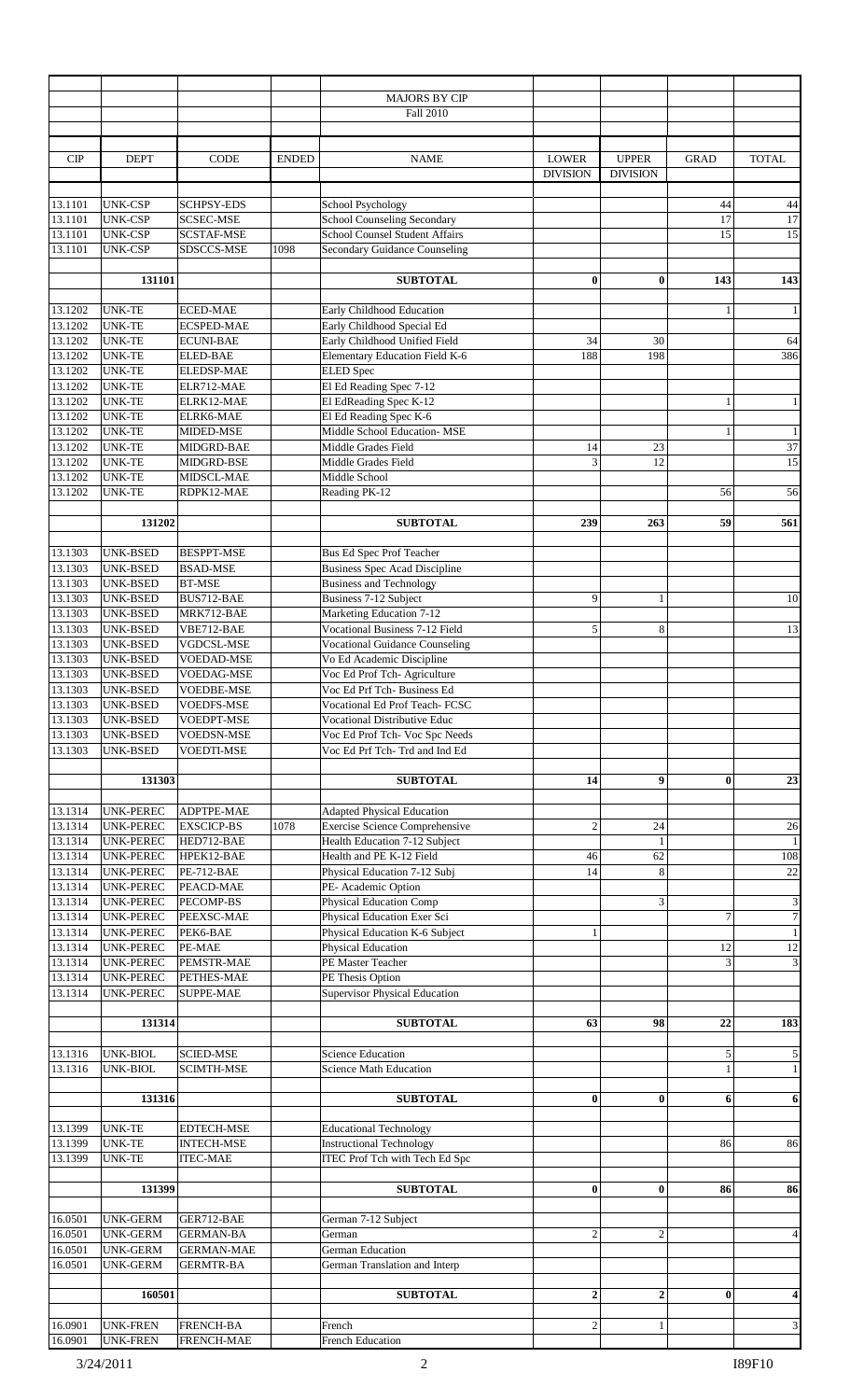# MAJORS BY CIP

## Fall 2010

| CIP | DEPT | CODE | ENDED | NAME | LOWER DIVISION | UPPER DIVISION | GRAD | TOTAL |
|---|---|---|---|---|---|---|---|---|
| 13.1101 | UNK-CSP | SCHPSY-EDS | | School Psychology | | | 44 | 44 |
| 13.1101 | UNK-CSP | SCSEC-MSE | | School Counseling Secondary | | | 17 | 17 |
| 13.1101 | UNK-CSP | SCSTAF-MSE | | School Counsel Student Affairs | | | 15 | 15 |
| 13.1101 | UNK-CSP | SDSCCS-MSE | 1098 | Secondary Guidance Counseling | | | | |
| | **131101** | | | **SUBTOTAL** | **0** | **0** | **143** | **143** |
| 13.1202 | UNK-TE | ECED-MAE | | Early Childhood Education | | | 1 | 1 |
| 13.1202 | UNK-TE | ECSPED-MAE | | Early Childhood Special Ed | | | | |
| 13.1202 | UNK-TE | ECUNI-BAE | | Early Childhood Unified Field | 34 | 30 | | 64 |
| 13.1202 | UNK-TE | ELED-BAE | | Elementary Education Field K-6 | 188 | 198 | | 386 |
| 13.1202 | UNK-TE | ELEDSP-MAE | | ELED Spec | | | | |
| 13.1202 | UNK-TE | ELR712-MAE | | El Ed Reading Spec 7-12 | | | | |
| 13.1202 | UNK-TE | ELRK12-MAE | | El EdReading Spec K-12 | | | 1 | 1 |
| 13.1202 | UNK-TE | ELRK6-MAE | | El Ed Reading Spec K-6 | | | | |
| 13.1202 | UNK-TE | MIDED-MSE | | Middle School Education- MSE | | | 1 | 1 |
| 13.1202 | UNK-TE | MIDGRD-BAE | | Middle Grades Field | 14 | 23 | | 37 |
| 13.1202 | UNK-TE | MIDGRD-BSE | | Middle Grades Field | 3 | 12 | | 15 |
| 13.1202 | UNK-TE | MIDSCL-MAE | | Middle School | | | | |
| 13.1202 | UNK-TE | RDPK12-MAE | | Reading PK-12 | | | 56 | 56 |
| | **131202** | | | **SUBTOTAL** | **239** | **263** | **59** | **561** |
| 13.1303 | UNK-BSED | BESPPT-MSE | | Bus Ed Spec Prof Teacher | | | | |
| 13.1303 | UNK-BSED | BSAD-MSE | | Business Spec Acad Discipline | | | | |
| 13.1303 | UNK-BSED | BT-MSE | | Business and Technology | | | | |
| 13.1303 | UNK-BSED | BUS712-BAE | | Business 7-12 Subject | 9 | 1 | | 10 |
| 13.1303 | UNK-BSED | MRK712-BAE | | Marketing Education 7-12 | | | | |
| 13.1303 | UNK-BSED | VBE712-BAE | | Vocational Business 7-12 Field | 5 | 8 | | 13 |
| 13.1303 | UNK-BSED | VGDCSL-MSE | | Vocational Guidance Counseling | | | | |
| 13.1303 | UNK-BSED | VOEDAD-MSE | | Vo Ed Academic Discipline | | | | |
| 13.1303 | UNK-BSED | VOEDAG-MSE | | Voc Ed Prof Tch- Agriculture | | | | |
| 13.1303 | UNK-BSED | VOEDBE-MSE | | Voc Ed Prf Tch- Business Ed | | | | |
| 13.1303 | UNK-BSED | VOEDFS-MSE | | Vocational Ed Prof Teach- FCSC | | | | |
| 13.1303 | UNK-BSED | VOEDPT-MSE | | Vocational Distributive Educ | | | | |
| 13.1303 | UNK-BSED | VOEDSN-MSE | | Voc Ed Prof Tch- Voc Spc Needs | | | | |
| 13.1303 | UNK-BSED | VOEDTI-MSE | | Voc Ed Prf Tch- Trd and Ind Ed | | | | |
| | **131303** | | | **SUBTOTAL** | **14** | **9** | **0** | **23** |
| 13.1314 | UNK-PEREC | ADPTPE-MAE | | Adapted Physical Education | | | | |
| 13.1314 | UNK-PEREC | EXSCICP-BS | 1078 | Exercise Science Comprehensive | 2 | 24 | | 26 |
| 13.1314 | UNK-PEREC | HED712-BAE | | Health Education 7-12 Subject | | 1 | | 1 |
| 13.1314 | UNK-PEREC | HPEK12-BAE | | Health and PE K-12 Field | 46 | 62 | | 108 |
| 13.1314 | UNK-PEREC | PE-712-BAE | | Physical Education 7-12 Subj | 14 | 8 | | 22 |
| 13.1314 | UNK-PEREC | PEACD-MAE | | PE- Academic Option | | | | |
| 13.1314 | UNK-PEREC | PECOMP-BS | | Physical Education Comp | | 3 | | 3 |
| 13.1314 | UNK-PEREC | PEEXSC-MAE | | Physical Education Exer Sci | | | 7 | 7 |
| 13.1314 | UNK-PEREC | PEK6-BAE | | Physical Education K-6 Subject | 1 | | | 1 |
| 13.1314 | UNK-PEREC | PE-MAE | | Physical Education | | | 12 | 12 |
| 13.1314 | UNK-PEREC | PEMSTR-MAE | | PE Master Teacher | | | 3 | 3 |
| 13.1314 | UNK-PEREC | PETHES-MAE | | PE Thesis Option | | | | |
| 13.1314 | UNK-PEREC | SUPPE-MAE | | Supervisor Physical Education | | | | |
| | **131314** | | | **SUBTOTAL** | **63** | **98** | **22** | **183** |
| 13.1316 | UNK-BIOL | SCIED-MSE | | Science Education | | | 5 | 5 |
| 13.1316 | UNK-BIOL | SCIMTH-MSE | | Science Math Education | | | 1 | 1 |
| | **131316** | | | **SUBTOTAL** | **0** | **0** | **6** | **6** |
| 13.1399 | UNK-TE | EDTECH-MSE | | Educational Technology | | | | |
| 13.1399 | UNK-TE | INTECH-MSE | | Instructional Technology | | | 86 | 86 |
| 13.1399 | UNK-TE | ITEC-MAE | | ITEC Prof Tch with Tech Ed Spc | | | | |
| | **131399** | | | **SUBTOTAL** | **0** | **0** | **86** | **86** |
| 16.0501 | UNK-GERM | GER712-BAE | | German 7-12 Subject | | | | |
| 16.0501 | UNK-GERM | GERMAN-BA | | German | 2 | 2 | | 4 |
| 16.0501 | UNK-GERM | GERMAN-MAE | | German Education | | | | |
| 16.0501 | UNK-GERM | GERMTR-BA | | German Translation and Interp | | | | |
| | **160501** | | | **SUBTOTAL** | **2** | **2** | **0** | **4** |
| 16.0901 | UNK-FREN | FRENCH-BA | | French | 2 | 1 | | 3 |
| 16.0901 | UNK-FREN | FRENCH-MAE | | French Education | | | | |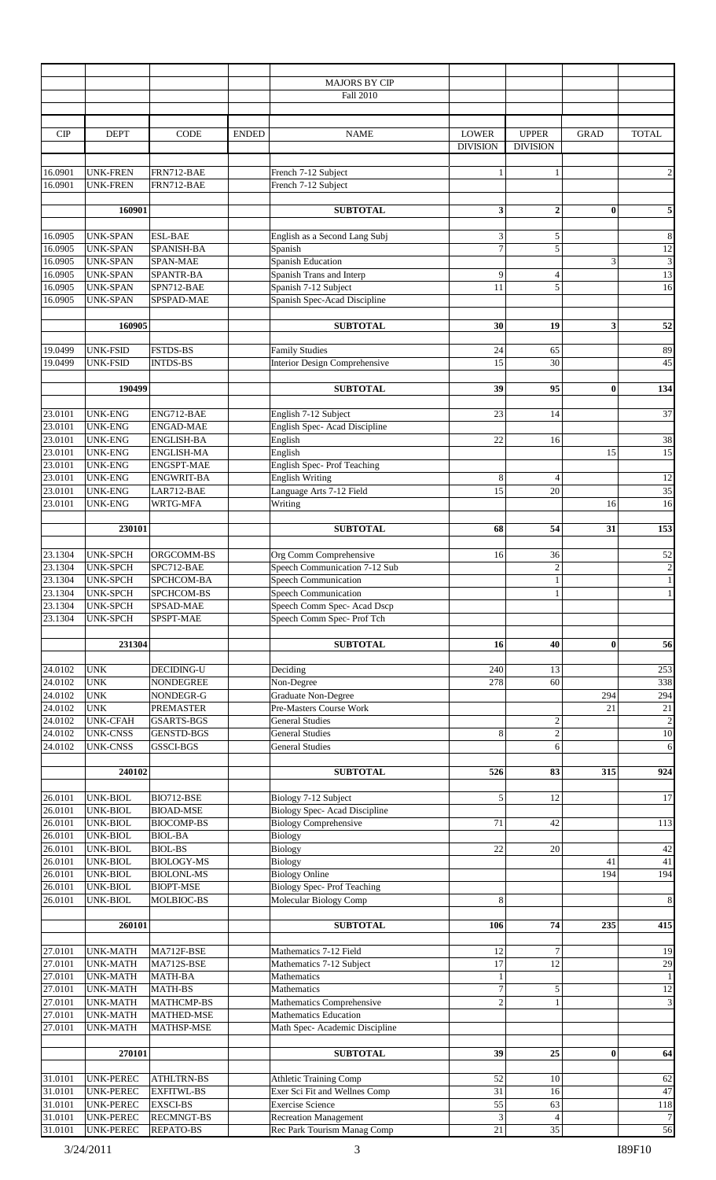| | | | | MAJORS BY CIP | | | | |
|---|---|---|---|---|---|---|---|---|
| | | | | Fall 2010 | | | | |
| CIP | DEPT | CODE | ENDED | NAME | LOWER DIVISION | UPPER DIVISION | GRAD | TOTAL |
| 16.0901 | UNK-FREN | FRN712-BAE | | French 7-12 Subject | 1 | 1 | | 2 |
| 16.0901 | UNK-FREN | FRN712-BAE | | French 7-12 Subject | | | | |
| | 160901 | | | SUBTOTAL | 3 | 2 | 0 | 5 |
| 16.0905 | UNK-SPAN | ESL-BAE | | English as a Second Lang Subj | 3 | 5 | | 8 |
| 16.0905 | UNK-SPAN | SPANISH-BA | | Spanish | 7 | 5 | | 12 |
| 16.0905 | UNK-SPAN | SPAN-MAE | | Spanish Education | | | 3 | 3 |
| 16.0905 | UNK-SPAN | SPANTR-BA | | Spanish Trans and Interp | 9 | 4 | | 13 |
| 16.0905 | UNK-SPAN | SPN712-BAE | | Spanish 7-12 Subject | 11 | 5 | | 16 |
| 16.0905 | UNK-SPAN | SPSPAD-MAE | | Spanish Spec-Acad Discipline | | | | |
| | 160905 | | | SUBTOTAL | 30 | 19 | 3 | 52 |
| 19.0499 | UNK-FSID | FSTDS-BS | | Family Studies | 24 | 65 | | 89 |
| 19.0499 | UNK-FSID | INTDS-BS | | Interior Design Comprehensive | 15 | 30 | | 45 |
| | 190499 | | | SUBTOTAL | 39 | 95 | 0 | 134 |
| 23.0101 | UNK-ENG | ENG712-BAE | | English 7-12 Subject | 23 | 14 | | 37 |
| 23.0101 | UNK-ENG | ENGAD-MAE | | English Spec- Acad Discipline | | | | |
| 23.0101 | UNK-ENG | ENGLISH-BA | | English | 22 | 16 | | 38 |
| 23.0101 | UNK-ENG | ENGLISH-MA | | English | | | 15 | 15 |
| 23.0101 | UNK-ENG | ENGSPT-MAE | | English Spec- Prof Teaching | | | | |
| 23.0101 | UNK-ENG | ENGWRIT-BA | | English Writing | 8 | 4 | | 12 |
| 23.0101 | UNK-ENG | LAR712-BAE | | Language Arts 7-12 Field | 15 | 20 | | 35 |
| 23.0101 | UNK-ENG | WRTG-MFA | | Writing | | | 16 | 16 |
| | 230101 | | | SUBTOTAL | 68 | 54 | 31 | 153 |
| 23.1304 | UNK-SPCH | ORGCOMM-BS | | Org Comm Comprehensive | 16 | 36 | | 52 |
| 23.1304 | UNK-SPCH | SPC712-BAE | | Speech Communication 7-12 Sub | | 2 | | 2 |
| 23.1304 | UNK-SPCH | SPCHCOM-BA | | Speech Communication | | 1 | | 1 |
| 23.1304 | UNK-SPCH | SPCHCOM-BS | | Speech Communication | | 1 | | 1 |
| 23.1304 | UNK-SPCH | SPSAD-MAE | | Speech Comm Spec- Acad Dscp | | | | |
| 23.1304 | UNK-SPCH | SPSPT-MAE | | Speech Comm Spec- Prof Tch | | | | |
| | 231304 | | | SUBTOTAL | 16 | 40 | 0 | 56 |
| 24.0102 | UNK | DECIDING-U | | Deciding | 240 | 13 | | 253 |
| 24.0102 | UNK | NONDEGREE | | Non-Degree | 278 | 60 | | 338 |
| 24.0102 | UNK | NONDEGR-G | | Graduate Non-Degree | | | 294 | 294 |
| 24.0102 | UNK | PREMASTER | | Pre-Masters Course Work | | | 21 | 21 |
| 24.0102 | UNK-CFAH | GSARTS-BGS | | General Studies | | 2 | | 2 |
| 24.0102 | UNK-CNSS | GENSTD-BGS | | General Studies | 8 | 2 | | 10 |
| 24.0102 | UNK-CNSS | GSSCI-BGS | | General Studies | | 6 | | 6 |
| | 240102 | | | SUBTOTAL | 526 | 83 | 315 | 924 |
| 26.0101 | UNK-BIOL | BIO712-BSE | | Biology 7-12 Subject | 5 | 12 | | 17 |
| 26.0101 | UNK-BIOL | BIOAD-MSE | | Biology Spec- Acad Discipline | | | | |
| 26.0101 | UNK-BIOL | BIOCOMP-BS | | Biology Comprehensive | 71 | 42 | | 113 |
| 26.0101 | UNK-BIOL | BIOL-BA | | Biology | | | | |
| 26.0101 | UNK-BIOL | BIOL-BS | | Biology | 22 | 20 | | 42 |
| 26.0101 | UNK-BIOL | BIOLOGY-MS | | Biology | | | 41 | 41 |
| 26.0101 | UNK-BIOL | BIOLONL-MS | | Biology Online | | | 194 | 194 |
| 26.0101 | UNK-BIOL | BIOPT-MSE | | Biology Spec- Prof Teaching | | | | |
| 26.0101 | UNK-BIOL | MOLBIOC-BS | | Molecular Biology Comp | 8 | | | 8 |
| | 260101 | | | SUBTOTAL | 106 | 74 | 235 | 415 |
| 27.0101 | UNK-MATH | MA712F-BSE | | Mathematics 7-12 Field | 12 | 7 | | 19 |
| 27.0101 | UNK-MATH | MA712S-BSE | | Mathematics 7-12 Subject | 17 | 12 | | 29 |
| 27.0101 | UNK-MATH | MATH-BA | | Mathematics | 1 | | | 1 |
| 27.0101 | UNK-MATH | MATH-BS | | Mathematics | 7 | 5 | | 12 |
| 27.0101 | UNK-MATH | MATHCMP-BS | | Mathematics Comprehensive | 2 | 1 | | 3 |
| 27.0101 | UNK-MATH | MATHED-MSE | | Mathematics Education | | | | |
| 27.0101 | UNK-MATH | MATHSP-MSE | | Math Spec- Academic Discipline | | | | |
| | 270101 | | | SUBTOTAL | 39 | 25 | 0 | 64 |
| 31.0101 | UNK-PEREC | ATHLTRN-BS | | Athletic Training Comp | 52 | 10 | | 62 |
| 31.0101 | UNK-PEREC | EXFITWL-BS | | Exer Sci Fit and Wellnes Comp | 31 | 16 | | 47 |
| 31.0101 | UNK-PEREC | EXSCI-BS | | Exercise Science | 55 | 63 | | 118 |
| 31.0101 | UNK-PEREC | RECMNGT-BS | | Recreation Management | 3 | 4 | | 7 |
| 31.0101 | UNK-PEREC | REPATO-BS | | Rec Park Tourism Manag Comp | 21 | 35 | | 56 |

3/24/2011 I89F10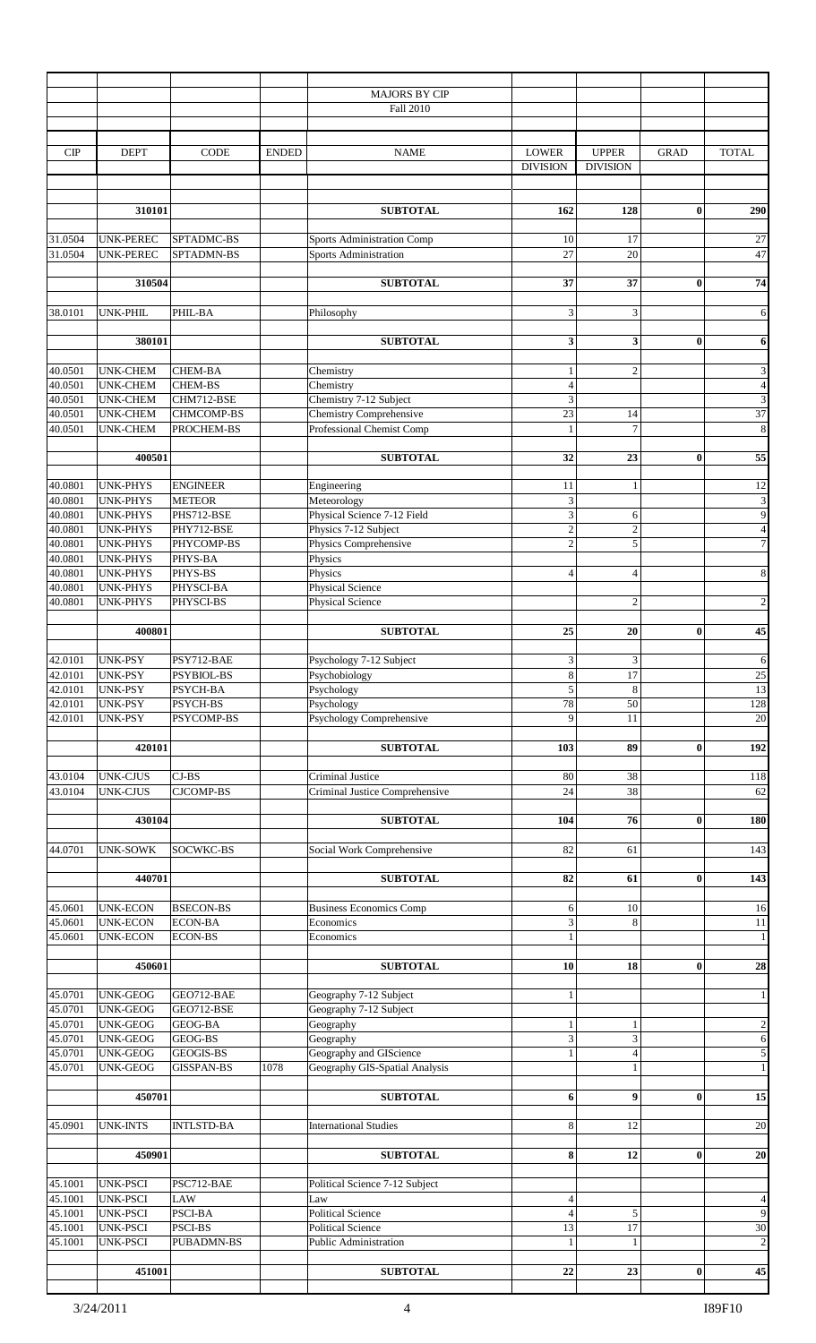| | | | | MAJORS BY CIP | | | | |
|---|---|---|---|---|---|---|---|---|
| | | | | Fall 2010 | | | | |
| CIP | DEPT | CODE | ENDED | NAME | LOWER DIVISION | UPPER DIVISION | GRAD | TOTAL |
| | 310101 | | | **SUBTOTAL** | **162** | **128** | **0** | **290** |
| 31.0504 | UNK-PEREC | SPTADMC-BS | | Sports Administration Comp | 10 | 17 | | 27 |
| 31.0504 | UNK-PEREC | SPTADMN-BS | | Sports Administration | 27 | 20 | | 47 |
| | 310504 | | | **SUBTOTAL** | **37** | **37** | **0** | **74** |
| 38.0101 | UNK-PHIL | PHIL-BA | | Philosophy | 3 | 3 | | 6 |
| | 380101 | | | **SUBTOTAL** | **3** | **3** | **0** | **6** |
| 40.0501 | UNK-CHEM | CHEM-BA | | Chemistry | 1 | 2 | | 3 |
| 40.0501 | UNK-CHEM | CHEM-BS | | Chemistry | 4 | | | 4 |
| 40.0501 | UNK-CHEM | CHM712-BSE | | Chemistry 7-12 Subject | 3 | | | 3 |
| 40.0501 | UNK-CHEM | CHMCOMP-BS | | Chemistry Comprehensive | 23 | 14 | | 37 |
| 40.0501 | UNK-CHEM | PROCHEM-BS | | Professional Chemist Comp | 1 | 7 | | 8 |
| | 400501 | | | **SUBTOTAL** | **32** | **23** | **0** | **55** |
| 40.0801 | UNK-PHYS | ENGINEER | | Engineering | 11 | 1 | | 12 |
| 40.0801 | UNK-PHYS | METEOR | | Meteorology | 3 | | | 3 |
| 40.0801 | UNK-PHYS | PHS712-BSE | | Physical Science 7-12 Field | 3 | 6 | | 9 |
| 40.0801 | UNK-PHYS | PHY712-BSE | | Physics 7-12 Subject | 2 | 2 | | 4 |
| 40.0801 | UNK-PHYS | PHYCOMP-BS | | Physics Comprehensive | 2 | 5 | | 7 |
| 40.0801 | UNK-PHYS | PHYS-BA | | Physics | | | | |
| 40.0801 | UNK-PHYS | PHYS-BS | | Physics | 4 | 4 | | 8 |
| 40.0801 | UNK-PHYS | PHYSCI-BA | | Physical Science | | | | |
| 40.0801 | UNK-PHYS | PHYSCI-BS | | Physical Science | | 2 | | 2 |
| | 400801 | | | **SUBTOTAL** | **25** | **20** | **0** | **45** |
| 42.0101 | UNK-PSY | PSY712-BAE | | Psychology 7-12 Subject | 3 | 3 | | 6 |
| 42.0101 | UNK-PSY | PSYBIOL-BS | | Psychobiology | 8 | 17 | | 25 |
| 42.0101 | UNK-PSY | PSYCH-BA | | Psychology | 5 | 8 | | 13 |
| 42.0101 | UNK-PSY | PSYCH-BS | | Psychology | 78 | 50 | | 128 |
| 42.0101 | UNK-PSY | PSYCOMP-BS | | Psychology Comprehensive | 9 | 11 | | 20 |
| | 420101 | | | **SUBTOTAL** | **103** | **89** | **0** | **192** |
| 43.0104 | UNK-CJUS | CJ-BS | | Criminal Justice | 80 | 38 | | 118 |
| 43.0104 | UNK-CJUS | CJCOMP-BS | | Criminal Justice Comprehensive | 24 | 38 | | 62 |
| | 430104 | | | **SUBTOTAL** | **104** | **76** | **0** | **180** |
| 44.0701 | UNK-SOWK | SOCWKC-BS | | Social Work Comprehensive | 82 | 61 | | 143 |
| | 440701 | | | **SUBTOTAL** | **82** | **61** | **0** | **143** |
| 45.0601 | UNK-ECON | BSECON-BS | | Business Economics Comp | 6 | 10 | | 16 |
| 45.0601 | UNK-ECON | ECON-BA | | Economics | 3 | 8 | | 11 |
| 45.0601 | UNK-ECON | ECON-BS | | Economics | 1 | | | 1 |
| | 450601 | | | **SUBTOTAL** | **10** | **18** | **0** | **28** |
| 45.0701 | UNK-GEOG | GEO712-BAE | | Geography 7-12 Subject | 1 | | | 1 |
| 45.0701 | UNK-GEOG | GEO712-BSE | | Geography 7-12 Subject | | | | |
| 45.0701 | UNK-GEOG | GEOG-BA | | Geography | 1 | 1 | | 2 |
| 45.0701 | UNK-GEOG | GEOG-BS | | Geography | 3 | 3 | | 6 |
| 45.0701 | UNK-GEOG | GEOGIS-BS | | Geography and GIScience | 1 | 4 | | 5 |
| 45.0701 | UNK-GEOG | GISSPAN-BS | 1078 | Geography GIS-Spatial Analysis | | 1 | | 1 |
| | 450701 | | | **SUBTOTAL** | **6** | **9** | **0** | **15** |
| 45.0901 | UNK-INTS | INTLSTD-BA | | International Studies | 8 | 12 | | 20 |
| | 450901 | | | **SUBTOTAL** | **8** | **12** | **0** | **20** |
| 45.1001 | UNK-PSCI | PSC712-BAE | | Political Science 7-12 Subject | | | | |
| 45.1001 | UNK-PSCI | LAW | | Law | 4 | | | 4 |
| 45.1001 | UNK-PSCI | PSCI-BA | | Political Science | 4 | 5 | | 9 |
| 45.1001 | UNK-PSCI | PSCI-BS | | Political Science | 13 | 17 | | 30 |
| 45.1001 | UNK-PSCI | PUBADMN-BS | | Public Administration | 1 | 1 | | 2 |
| | 451001 | | | **SUBTOTAL** | **22** | **23** | **0** | **45** |

3/24/2011 I89F10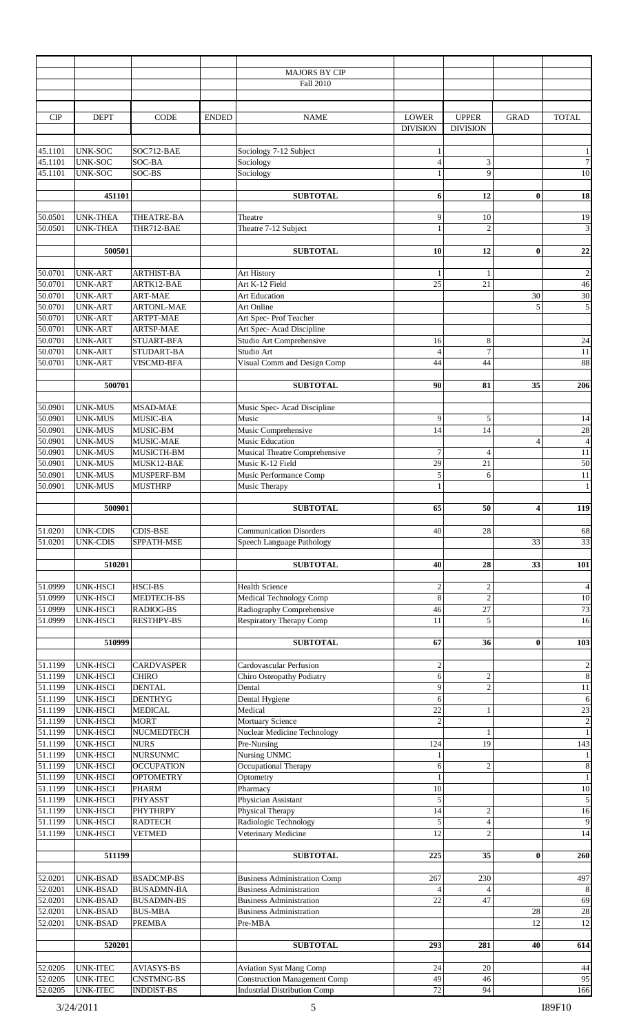MAJORS BY CIP

Fall 2010

| CIP | DEPT | CODE | ENDED | NAME | LOWER DIVISION | UPPER DIVISION | GRAD | TOTAL |
|---|---|---|---|---|---|---|---|---|
| 45.1101 | UNK-SOC | SOC712-BAE | | Sociology 7-12 Subject | 1 | | | 1 |
| 45.1101 | UNK-SOC | SOC-BA | | Sociology | 4 | 3 | | 7 |
| 45.1101 | UNK-SOC | SOC-BS | | Sociology | 1 | 9 | | 10 |
| | **451101** | | | **SUBTOTAL** | **6** | **12** | **0** | **18** |
| 50.0501 | UNK-THEA | THEATRE-BA | | Theatre | 9 | 10 | | 19 |
| 50.0501 | UNK-THEA | THR712-BAE | | Theatre 7-12 Subject | 1 | 2 | | 3 |
| | **500501** | | | **SUBTOTAL** | **10** | **12** | **0** | **22** |
| 50.0701 | UNK-ART | ARTHIST-BA | | Art History | 1 | 1 | | 2 |
| 50.0701 | UNK-ART | ARTK12-BAE | | Art K-12 Field | 25 | 21 | | 46 |
| 50.0701 | UNK-ART | ART-MAE | | Art Education | | | 30 | 30 |
| 50.0701 | UNK-ART | ARTONL-MAE | | Art Online | | | 5 | 5 |
| 50.0701 | UNK-ART | ARTPT-MAE | | Art Spec- Prof Teacher | | | | |
| 50.0701 | UNK-ART | ARTSP-MAE | | Art Spec- Acad Discipline | | | | |
| 50.0701 | UNK-ART | STUART-BFA | | Studio Art Comprehensive | 16 | 8 | | 24 |
| 50.0701 | UNK-ART | STUDART-BA | | Studio Art | 4 | 7 | | 11 |
| 50.0701 | UNK-ART | VISCMD-BFA | | Visual Comm and Design Comp | 44 | 44 | | 88 |
| | **500701** | | | **SUBTOTAL** | **90** | **81** | **35** | **206** |
| 50.0901 | UNK-MUS | MSAD-MAE | | Music Spec- Acad Discipline | | | | |
| 50.0901 | UNK-MUS | MUSIC-BA | | Music | 9 | 5 | | 14 |
| 50.0901 | UNK-MUS | MUSIC-BM | | Music Comprehensive | 14 | 14 | | 28 |
| 50.0901 | UNK-MUS | MUSIC-MAE | | Music Education | | | 4 | 4 |
| 50.0901 | UNK-MUS | MUSICTH-BM | | Musical Theatre Comprehensive | 7 | 4 | | 11 |
| 50.0901 | UNK-MUS | MUSK12-BAE | | Music K-12 Field | 29 | 21 | | 50 |
| 50.0901 | UNK-MUS | MUSPERF-BM | | Music Performance Comp | 5 | 6 | | 11 |
| 50.0901 | UNK-MUS | MUSTHRP | | Music Therapy | 1 | | | 1 |
| | **500901** | | | **SUBTOTAL** | **65** | **50** | **4** | **119** |
| 51.0201 | UNK-CDIS | CDIS-BSE | | Communication Disorders | 40 | 28 | | 68 |
| 51.0201 | UNK-CDIS | SPPATH-MSE | | Speech Language Pathology | | | 33 | 33 |
| | **510201** | | | **SUBTOTAL** | **40** | **28** | **33** | **101** |
| 51.0999 | UNK-HSCI | HSCI-BS | | Health Science | 2 | 2 | | 4 |
| 51.0999 | UNK-HSCI | MEDTECH-BS | | Medical Technology Comp | 8 | 2 | | 10 |
| 51.0999 | UNK-HSCI | RADIOG-BS | | Radiography Comprehensive | 46 | 27 | | 73 |
| 51.0999 | UNK-HSCI | RESTHPY-BS | | Respiratory Therapy Comp | 11 | 5 | | 16 |
| | **510999** | | | **SUBTOTAL** | **67** | **36** | **0** | **103** |
| 51.1199 | UNK-HSCI | CARDVASPER | | Cardovascular Perfusion | 2 | | | 2 |
| 51.1199 | UNK-HSCI | CHIRO | | Chiro Osteopathy Podiatry | 6 | 2 | | 8 |
| 51.1199 | UNK-HSCI | DENTAL | | Dental | 9 | 2 | | 11 |
| 51.1199 | UNK-HSCI | DENTHYG | | Dental Hygiene | 6 | | | 6 |
| 51.1199 | UNK-HSCI | MEDICAL | | Medical | 22 | 1 | | 23 |
| 51.1199 | UNK-HSCI | MORT | | Mortuary Science | 2 | | | 2 |
| 51.1199 | UNK-HSCI | NUCMEDTECH | | Nuclear Medicine Technology | | 1 | | 1 |
| 51.1199 | UNK-HSCI | NURS | | Pre-Nursing | 124 | 19 | | 143 |
| 51.1199 | UNK-HSCI | NURSUNMC | | Nursing UNMC | 1 | | | 1 |
| 51.1199 | UNK-HSCI | OCCUPATION | | Occupational Therapy | 6 | 2 | | 8 |
| 51.1199 | UNK-HSCI | OPTOMETRY | | Optometry | 1 | | | 1 |
| 51.1199 | UNK-HSCI | PHARM | | Pharmacy | 10 | | | 10 |
| 51.1199 | UNK-HSCI | PHYASST | | Physician Assistant | 5 | | | 5 |
| 51.1199 | UNK-HSCI | PHYTHRPY | | Physical Therapy | 14 | 2 | | 16 |
| 51.1199 | UNK-HSCI | RADTECH | | Radiologic Technology | 5 | 4 | | 9 |
| 51.1199 | UNK-HSCI | VETMED | | Veterinary Medicine | 12 | 2 | | 14 |
| | **511199** | | | **SUBTOTAL** | **225** | **35** | **0** | **260** |
| 52.0201 | UNK-BSAD | BSADCMP-BS | | Business Administration Comp | 267 | 230 | | 497 |
| 52.0201 | UNK-BSAD | BUSADMN-BA | | Business Administration | 4 | 4 | | 8 |
| 52.0201 | UNK-BSAD | BUSADMN-BS | | Business Administration | 22 | 47 | | 69 |
| 52.0201 | UNK-BSAD | BUS-MBA | | Business Administration | | | 28 | 28 |
| 52.0201 | UNK-BSAD | PREMBA | | Pre-MBA | | | 12 | 12 |
| | **520201** | | | **SUBTOTAL** | **293** | **281** | **40** | **614** |
| 52.0205 | UNK-ITEC | AVIASYS-BS | | Aviation Syst Mang Comp | 24 | 20 | | 44 |
| 52.0205 | UNK-ITEC | CNSTMNG-BS | | Construction Management Comp | 49 | 46 | | 95 |
| 52.0205 | UNK-ITEC | INDDIST-BS | | Industrial Distribution Comp | 72 | 94 | | 166 |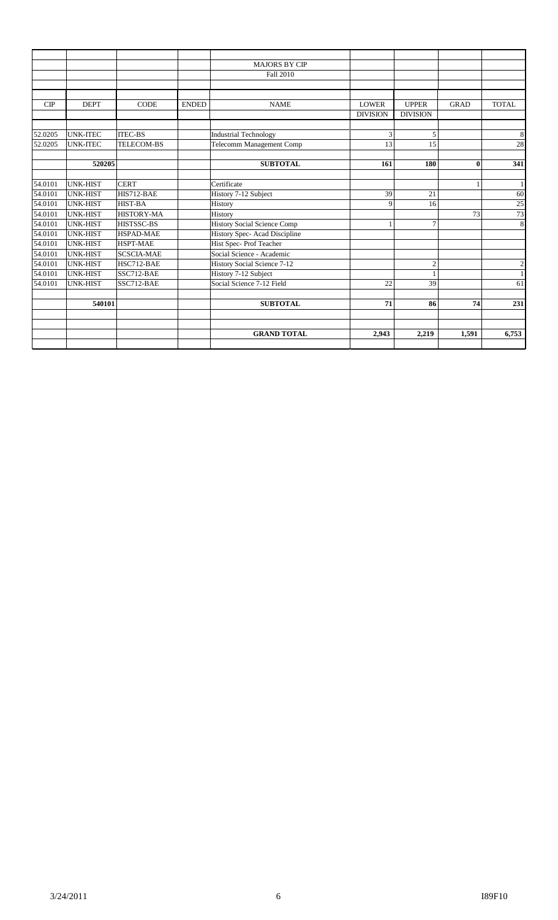| | | | | | | | | |
|---|---|---|---|---|---|---|---|---|
| | | | | MAJORS BY CIP | | | | |
| | | | | Fall 2010 | | | | |
| CIP | DEPT | CODE | ENDED | NAME | LOWER DIVISION | UPPER DIVISION | GRAD | TOTAL |
| 52.0205 | UNK-ITEC | ITEC-BS | | Industrial Technology | 3 | 5 | | 8 |
| 52.0205 | UNK-ITEC | TELECOM-BS | | Telecomm Management Comp | 13 | 15 | | 28 |
| | 520205 | | | **SUBTOTAL** | **161** | **180** | **0** | **341** |
| 54.0101 | UNK-HIST | CERT | | Certificate | | | 1 | 1 |
| 54.0101 | UNK-HIST | HIS712-BAE | | History 7-12 Subject | 39 | 21 | | 60 |
| 54.0101 | UNK-HIST | HIST-BA | | History | 9 | 16 | | 25 |
| 54.0101 | UNK-HIST | HISTORY-MA | | History | | | 73 | 73 |
| 54.0101 | UNK-HIST | HISTSSC-BS | | History Social Science Comp | 1 | 7 | | 8 |
| 54.0101 | UNK-HIST | HSPAD-MAE | | History Spec- Acad Discipline | | | | |
| 54.0101 | UNK-HIST | HSPT-MAE | | Hist Spec- Prof Teacher | | | | |
| 54.0101 | UNK-HIST | SCSCIA-MAE | | Social Science - Academic | | | | |
| 54.0101 | UNK-HIST | HSC712-BAE | | History Social Science 7-12 | | 2 | | 2 |
| 54.0101 | UNK-HIST | SSC712-BAE | | History 7-12 Subject | | 1 | | 1 |
| 54.0101 | UNK-HIST | SSC712-BAE | | Social Science 7-12 Field | 22 | 39 | | 61 |
| | 540101 | | | **SUBTOTAL** | **71** | **86** | **74** | **231** |
| | | | | **GRAND TOTAL** | **2,943** | **2,219** | **1,591** | **6,753** |